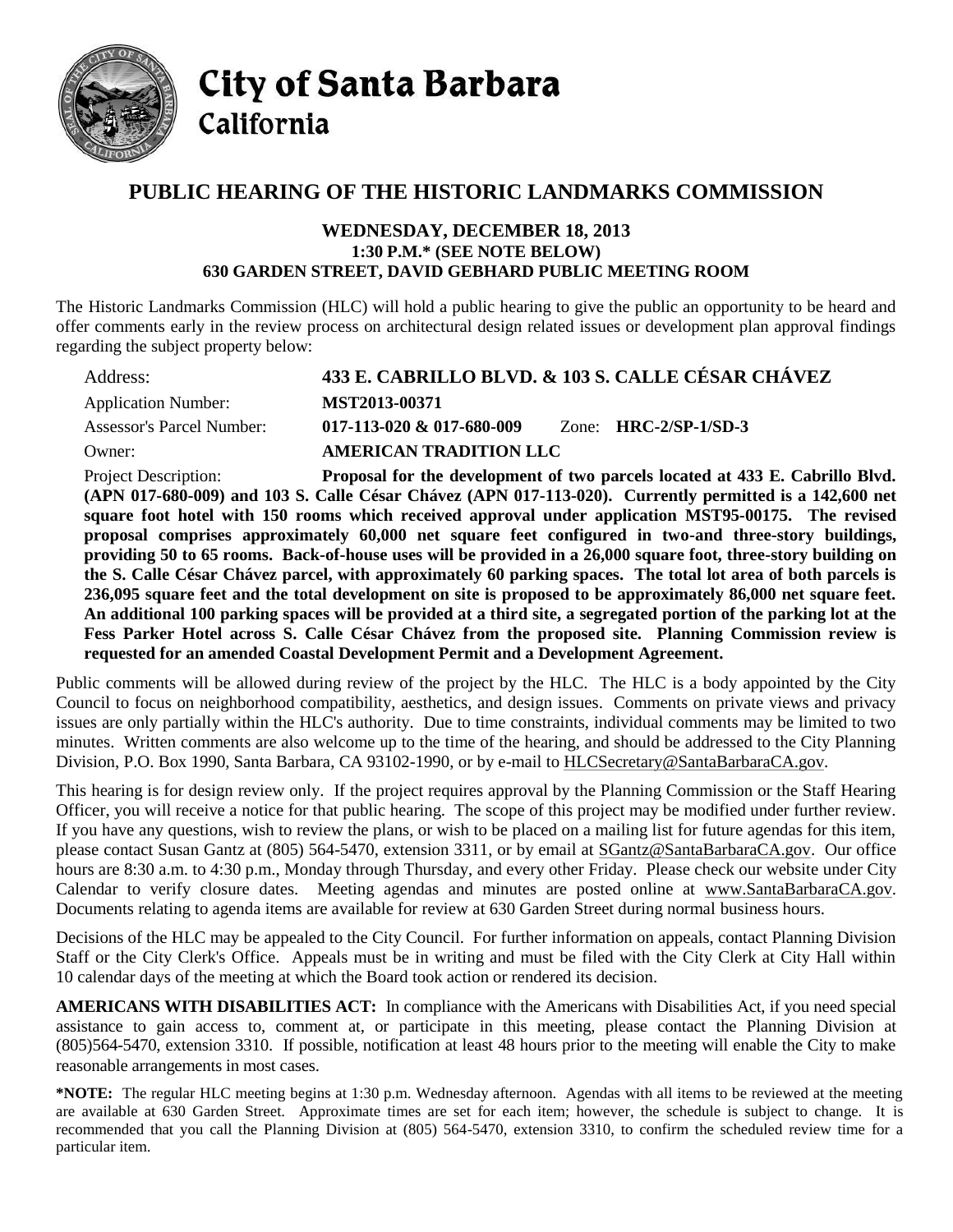# City of Santa Barbara
## California

## PUBLIC HEARING OF THE HISTORIC LANDMARKS COMMISSION

**WEDNESDAY, DECEMBER 18, 2013**
**1:30 P.M.* (SEE NOTE BELOW)**
**630 GARDEN STREET, DAVID GEBHARD PUBLIC MEETING ROOM**

The Historic Landmarks Commission (HLC) will hold a public hearing to give the public an opportunity to be heard and offer comments early in the review process on architectural design related issues or development plan approval findings regarding the subject property below:

Address: **433 E. CABRILLO BLVD. & 103 S. CALLE CÉSAR CHÁVEZ**

Application Number: **MST2013-00371**

Assessor's Parcel Number: **017-113-020 & 017-680-009** Zone: **HRC-2/SP-1/SD-3**

Owner: **AMERICAN TRADITION LLC**

Project Description: **Proposal for the development of two parcels located at 433 E. Cabrillo Blvd. (APN 017-680-009) and 103 S. Calle César Chávez (APN 017-113-020). Currently permitted is a 142,600 net square foot hotel with 150 rooms which received approval under application MST95-00175. The revised proposal comprises approximately 60,000 net square feet configured in two-and three-story buildings, providing 50 to 65 rooms. Back-of-house uses will be provided in a 26,000 square foot, three-story building on the S. Calle César Chávez parcel, with approximately 60 parking spaces. The total lot area of both parcels is 236,095 square feet and the total development on site is proposed to be approximately 86,000 net square feet. An additional 100 parking spaces will be provided at a third site, a segregated portion of the parking lot at the Fess Parker Hotel across S. Calle César Chávez from the proposed site. Planning Commission review is requested for an amended Coastal Development Permit and a Development Agreement.**

Public comments will be allowed during review of the project by the HLC. The HLC is a body appointed by the City Council to focus on neighborhood compatibility, aesthetics, and design issues. Comments on private views and privacy issues are only partially within the HLC's authority. Due to time constraints, individual comments may be limited to two minutes. Written comments are also welcome up to the time of the hearing, and should be addressed to the City Planning Division, P.O. Box 1990, Santa Barbara, CA 93102-1990, or by e-mail to HLCSecretary@SantaBarbaraCA.gov.

This hearing is for design review only. If the project requires approval by the Planning Commission or the Staff Hearing Officer, you will receive a notice for that public hearing. The scope of this project may be modified under further review. If you have any questions, wish to review the plans, or wish to be placed on a mailing list for future agendas for this item, please contact Susan Gantz at (805) 564-5470, extension 3311, or by email at SGantz@SantaBarbaraCA.gov. Our office hours are 8:30 a.m. to 4:30 p.m., Monday through Thursday, and every other Friday. Please check our website under City Calendar to verify closure dates. Meeting agendas and minutes are posted online at www.SantaBarbaraCA.gov. Documents relating to agenda items are available for review at 630 Garden Street during normal business hours.

Decisions of the HLC may be appealed to the City Council. For further information on appeals, contact Planning Division Staff or the City Clerk's Office. Appeals must be in writing and must be filed with the City Clerk at City Hall within 10 calendar days of the meeting at which the Board took action or rendered its decision.

**AMERICANS WITH DISABILITIES ACT:** In compliance with the Americans with Disabilities Act, if you need special assistance to gain access to, comment at, or participate in this meeting, please contact the Planning Division at (805)564-5470, extension 3310. If possible, notification at least 48 hours prior to the meeting will enable the City to make reasonable arrangements in most cases.

**\*NOTE:** The regular HLC meeting begins at 1:30 p.m. Wednesday afternoon. Agendas with all items to be reviewed at the meeting are available at 630 Garden Street. Approximate times are set for each item; however, the schedule is subject to change. It is recommended that you call the Planning Division at (805) 564-5470, extension 3310, to confirm the scheduled review time for a particular item.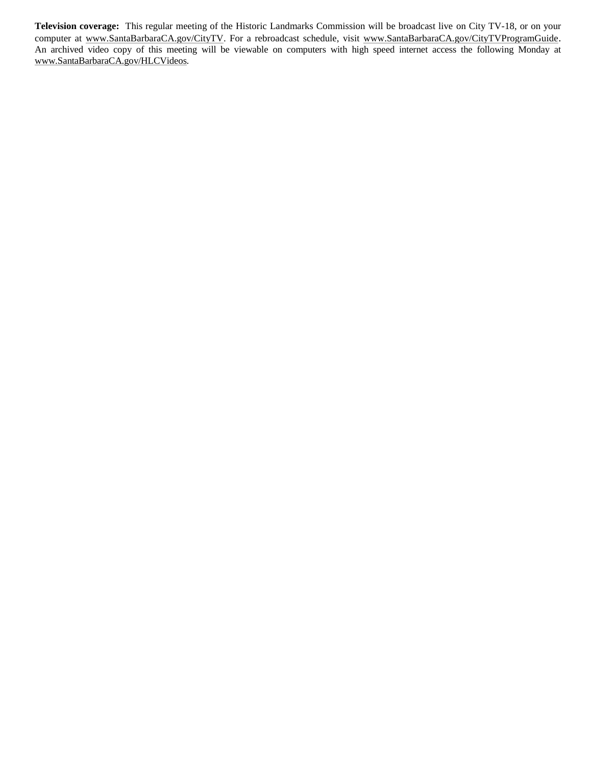**Television coverage:** This regular meeting of the Historic Landmarks Commission will be broadcast live on City TV-18, or on your computer at www.SantaBarbaraCA.gov/CityTV. For a rebroadcast schedule, visit www.SantaBarbaraCA.gov/CityTVProgramGuide. An archived video copy of this meeting will be viewable on computers with high speed internet access the following Monday at www.SantaBarbaraCA.gov/HLCVideos.